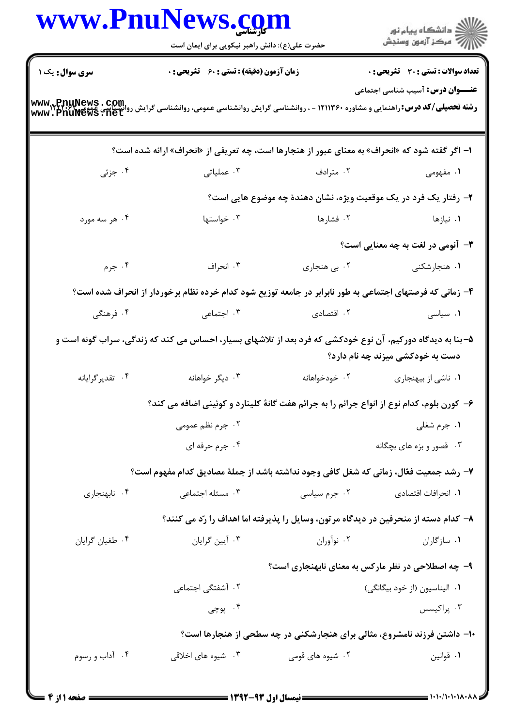**سری سوال:** یک ۱

**زمان آزمون (دقیقه) : تستی : ۶۰  تشریحی : ۰**

**تعداد سوالات : تستی : ۳۰  تشریحی : ۰**

**عنـــوان درس:** آسیب شناسی اجتماعی

**رشته تحصیلی/کد درس:** راهنمایی و مشاوره ۱۲۱۱۳۶۰ - ، روانشناسی گرایش روانشناسی عمومی، روانشناسی گرایش روانشناسی عمومی ۱۲۱۷۰۶۲

۱- اگر گفته شود که «انحراف» به معنای عبور از هنجارها است، چه تعریفی از «انحراف» ارائه شده است؟

۱. مفهومی  ۲. مترادف  ۳. عملیاتی  ۴. جزئی

۲- رفتار یک فرد در یک موقعیت ویژه، نشان دهندهٔ چه موضوع هایی است؟

۱. نیازها  ۲. فشارها  ۳. خواستها  ۴. هر سه مورد

۳- آنومی در لغت به چه معنایی است؟

۱. هنجارشکنی  ۲. بی هنجاری  ۳. انحراف  ۴. جرم

۴- زمانی که فرصتهای اجتماعی به طور نابرابر در جامعه توزیع شود کدام خرده نظام برخوردار از انحراف شده است؟

۱. سیاسی  ۲. اقتصادی  ۳. اجتماعی  ۴. فرهنگی

۵- بنا به دیدگاه دورکیم، آن نوع خودکشی که فرد بعد از تلاشهای بسیار، احساس می کند که زندگی، سراب گونه است و دست به خودکشی میزند چه نام دارد؟

۱. ناشی از بیهنجاری  ۲. خودخواهانه  ۳. دیگر خواهانه  ۴. تقدیرگرایانه

۶- کورن بلوم، کدام نوع از انواع جرائم را به جرائم هفت گانهٔ کلینارد و کوئینی اضافه می کند؟

۱. جرم شغلی  ۲. جرم نظم عمومی

۳. قصور و بزه های بچگانه  ۴. جرم حرفه ای

۷- رشد جمعیت فعّال، زمانی که شغل کافی وجود نداشته باشد از جملهٔ مصادیق کدام مفهوم است؟

۱. انحرافات اقتصادی  ۲. جرم سیاسی  ۳. مسئله اجتماعی  ۴. نابهنجاری

۸- کدام دسته از منحرفین در دیدگاه مرتون، وسایل را پذیرفته اما اهداف را رّد می کنند؟

۱. سازگاران  ۲. نوآوران  ۳. آیین گرایان  ۴. طغیان گرایان

۹- چه اصطلاحی در نظر مارکس به معنای نابهنجاری است؟

۱. الیناسیون (از خود بیگانگی)  ۲. آشفتگی اجتماعی

۳. پراکیسس  ۴. پوچی

۱۰- داشتن فرزند نامشروع، مثالی برای هنجارشکنی در چه سطحی از هنجارها است؟

۱. قوانین  ۲. شیوه های قومی  ۳. شیوه های اخلاقی  ۴. آداب و رسوم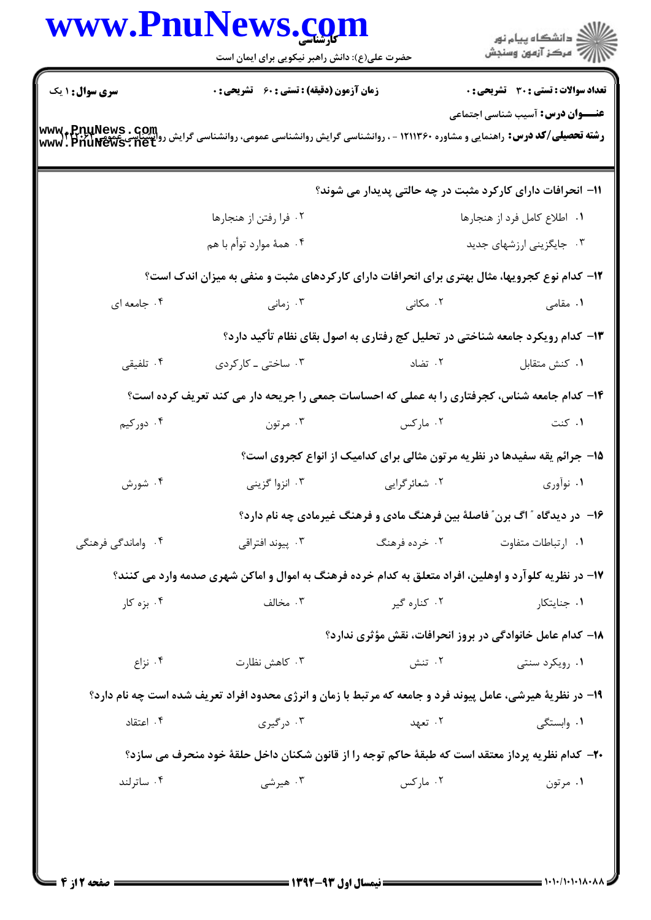**سری سوال:** ۱ یک | **زمان آزمون (دقیقه) : تستی :** ۶۰ **تشریحی :** ۰ | **تعداد سوالات : تستی :** ۳۰ **تشریحی :** ۰

**عنـــوان درس:** آسیب شناسی اجتماعی

**رشته تحصیلی/کد درس:** راهنمایی و مشاوره ۱۲۱۱۳۶۰ - ، روانشناسی گرایش روانشناسی عمومی، روانشناسی گرایش روانشناسی عمومی ۱۲۱۷۰۲۱

---

۱۱- انحرافات دارای کارکرد مثبت در چه حالتی پدیدار می شوند؟

۱. اطلاع کامل فرد از هنجارها
۲. فرا رفتن از هنجارها
۳. جایگزینی ارزشهای جدید
۴. همهٔ موارد توأم با هم

۱۲- کدام نوع کجرویها، مثال بهتری برای انحرافات دارای کارکردهای مثبت و منفی به میزان اندک است؟

۱. مقامی
۲. مکانی
۳. زمانی
۴. جامعه ای

۱۳- کدام رویکرد جامعه شناختی در تحلیل کج رفتاری به اصول بقای نظام تأکید دارد؟

۱. کنش متقابل
۲. تضاد
۳. ساختی ـ کارکردی
۴. تلفیقی

۱۴- کدام جامعه شناس، کجرفتاری را به عملی که احساسات جمعی را جریحه دار می کند تعریف کرده است؟

۱. کنت
۲. مارکس
۳. مرتون
۴. دورکیم

۱۵- جرائم یقه سفیدها در نظریه مرتون مثالی برای کدامیک از انواع کجروی است؟

۱. نوآوری
۲. شعائرگرایی
۳. انزوا گزینی
۴. شورش

۱۶- در دیدگاه " اگ برن" فاصلهٔ بین فرهنگ مادی و فرهنگ غیرمادی چه نام دارد؟

۱. ارتباطات متفاوت
۲. خرده فرهنگ
۳. پیوند افتراقی
۴. واماندگی فرهنگی

۱۷- در نظریه کلوآرد و اوهلین، افراد متعلق به کدام خرده فرهنگ به اموال و اماکن شهری صدمه وارد می کنند؟

۱. جنایتکار
۲. کناره گیر
۳. مخالف
۴. بزه کار

۱۸- کدام عامل خانوادگی در بروز انحرافات، نقش مؤثری ندارد؟

۱. رویکرد سنتی
۲. تنش
۳. کاهش نظارت
۴. نزاع

۱۹- در نظریهٔ هیرشی، عامل پیوند فرد و جامعه که مرتبط با زمان و انرژی محدود افراد تعریف شده است چه نام دارد؟

۱. وابستگی
۲. تعهد
۳. درگیری
۴. اعتقاد

۲۰- کدام نظریه پرداز معتقد است که طبقهٔ حاکم توجه را از قانون شکنان داخل حلقهٔ خود منحرف می سازد؟

۱. مرتون
۲. مارکس
۳. هیرشی
۴. ساترلند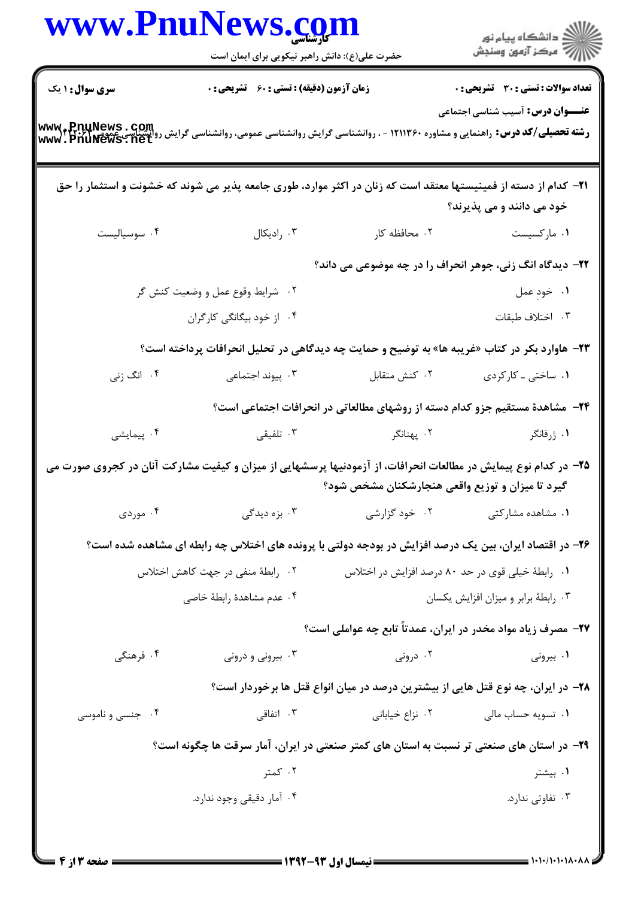**سری سوال:** ۱ یک

**زمان آزمون (دقیقه) : تستی : ۶۰ تشریحی : ۰**

**تعداد سوالات : تستی : ۳۰ تشریحی : ۰**

**عنـــوان درس:** آسیب شناسی اجتماعی

**رشته تحصیلی/کد درس:** راهنمایی و مشاوره ۱۲۱۱۳۶۰ - ، روانشناسی گرایش روانشناسی عمومی، روانشناسی گرایش روانشناسی عمومی ۱۲۱۷۰۲۱

۲۱- کدام از دسته از فمینیستها معتقد است که زنان در اکثر موارد، طوری جامعه پذیر می شوند که خشونت و استثمار را حق خود می دانند و می پذیرند؟

۱. مارکسیست
۲. محافظه کار
۳. رادیکال
۴. سوسیالیست

۲۲- دیدگاه انگ زنی، جوهر انحراف را در چه موضوعی می داند؟

۱. خودِ عمل
۲. شرایط وقوع عمل و وضعیت کنش گر
۳. اختلاف طبقات
۴. از خود بیگانگی کارگران

۲۳- هاورد بکر در کتاب «غریبه ها» به توضیح و حمایت چه دیدگاهی در تحلیل انحرافات پرداخته است؟

۱. ساختی ـ کارکردی
۲. کنش متقابل
۳. پیوند اجتماعی
۴. انگ زنی

۲۴- مشاهدهٔ مستقیم جزو کدام دسته از روشهای مطالعاتی در انحرافات اجتماعی است؟

۱. ژرفانگر
۲. پهنانگر
۳. تلفیقی
۴. پیمایشی

۲۵- در کدام نوع پیمایش در مطالعات انحرافات، از آزمودنیها پرسشهایی از میزان و کیفیت مشارکت آنان در کجروی صورت می گیرد تا میزان و توزیع واقعی هنجارشکنان مشخص شود؟

۱. مشاهده مشارکتی
۲. خود گزارشی
۳. بزه دیدگی
۴. موردی

۲۶- در اقتصاد ایران، بین یک درصد افزایش در بودجه دولتی با پرونده های اختلاس چه رابطه ای مشاهده شده است؟

۱. رابطهٔ خیلی قوی در حد ۸۰ درصد افزایش در اختلاس
۲. رابطهٔ منفی در جهت کاهش اختلاس
۳. رابطهٔ برابر و میزان افزایش یکسان
۴. عدم مشاهدهٔ رابطهٔ خاصی

۲۷- مصرف زیاد مواد مخدر در ایران، عمدتاً تابع چه عواملی است؟

۱. بیرونی
۲. درونی
۳. بیرونی و درونی
۴. فرهنگی

۲۸- در ایران، چه نوع قتل هایی از بیشترین درصد در میان انواع قتل ها برخوردار است؟

۱. تسویه حساب مالی
۲. نزاع خیابانی
۳. اتفاقی
۴. جنسی و ناموسی

۲۹- در استان های صنعتی تر نسبت به استان های کمتر صنعتی در ایران، آمار سرقت ها چگونه است؟

۱. بیشتر
۲. کمتر
۳. تفاوتی ندارد.
۴. آمار دقیقی وجود ندارد.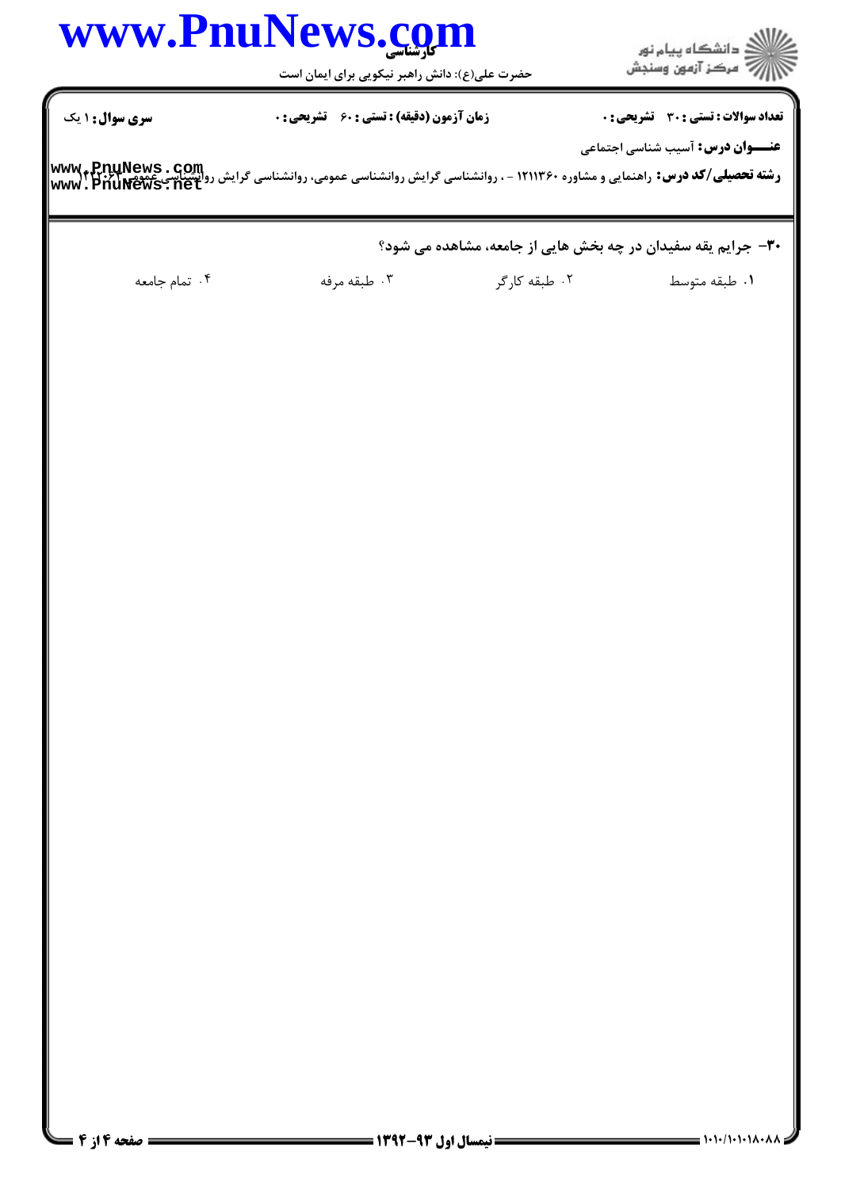**سری سوال:** ۱ یک

**زمان آزمون (دقیقه) : تستی : ۶۰ تشریحی : ۰**

**تعداد سوالات : تستی : ۳۰ تشریحی : ۰**

**عنـــوان درس:** آسیب شناسی اجتماعی

**رشته تحصیلی/کد درس:** راهنمایی و مشاوره ۱۲۱۱۳۶۰ - ، روانشناسی گرایش روانشناسی عمومی، روانشناسی گرایش روانشناسی عمومی ۱۲۱۷۰۶۱

**۳۰- جرایم یقه سفیدان در چه بخش هایی از جامعه، مشاهده می شود؟**

۱. طبقه متوسط

۲. طبقه کارگر

۳. طبقه مرفه

۴. تمام جامعه